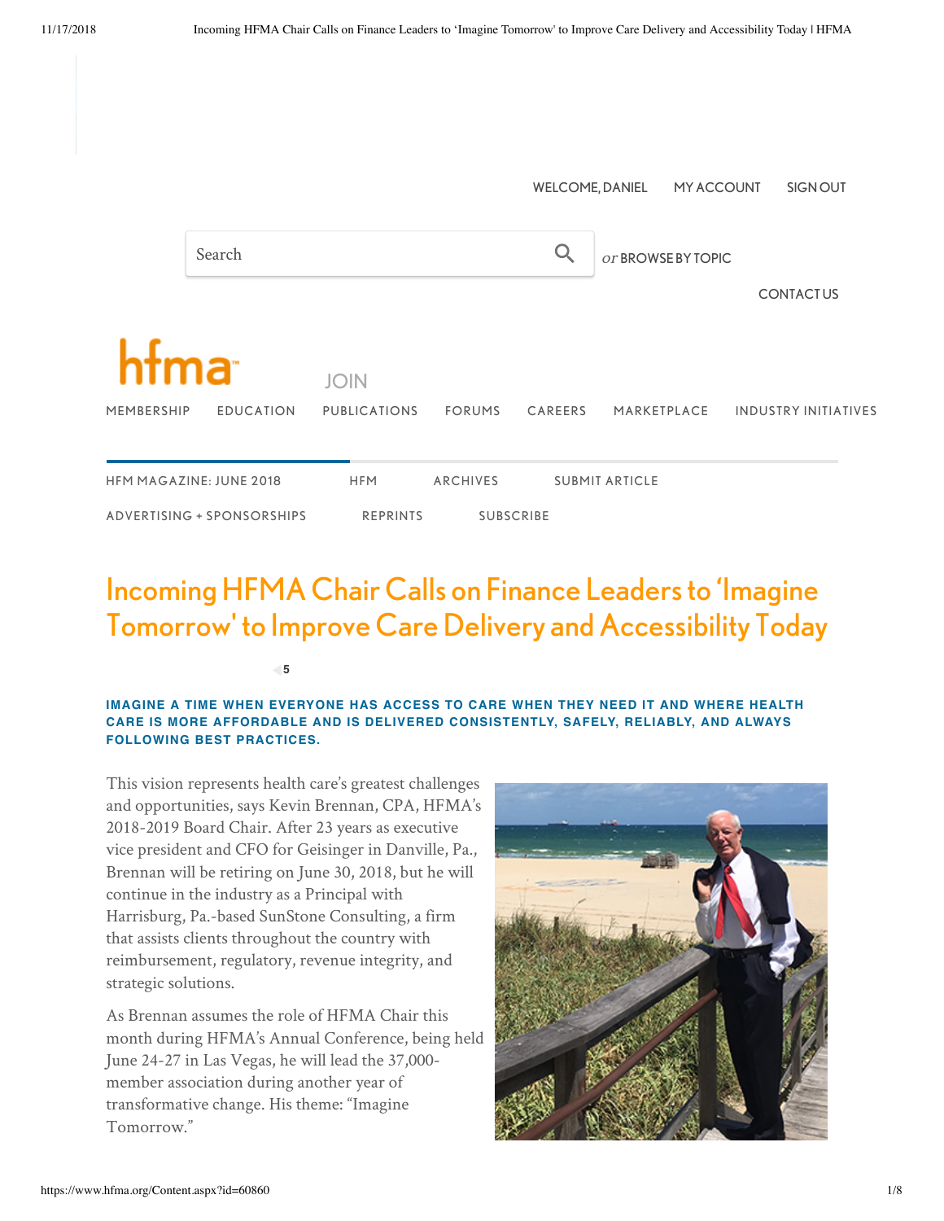# Incoming HFMA Chair Calls on Finance Leaders to 'Imagine Tomorrow' to Improve Care Delivery and Accessibility Today

**IMAGINE A TIME WHEN EVERYONE HAS ACCESS TO CARE WHEN THEY NEED IT AND WHERE HEALTH CARE IS MORE AFFORDABLE AND IS DELIVERED CONSISTENTLY, SAFELY, RELIABLY, AND ALWAYS FOLLOWING BEST PRACTICES.**

This vision represents health care's greatest challenges and opportunities, says Kevin Brennan, CPA, HFMA's 2018-2019 Board Chair. After 23 years as executive vice president and CFO for Geisinger in Danville, Pa., Brennan will be retiring on June 30, 2018, but he will continue in the industry as a Principal with Harrisburg, Pa.-based SunStone Consulting, a firm that assists clients throughout the country with reimbursement, regulatory, revenue integrity, and strategic solutions.

As Brennan assumes the role of HFMA Chair this month during HFMA's Annual Conference, being held June 24-27 in Las Vegas, he will lead the 37,000-member association during another year of transformative change. His theme: "Imagine Tomorrow."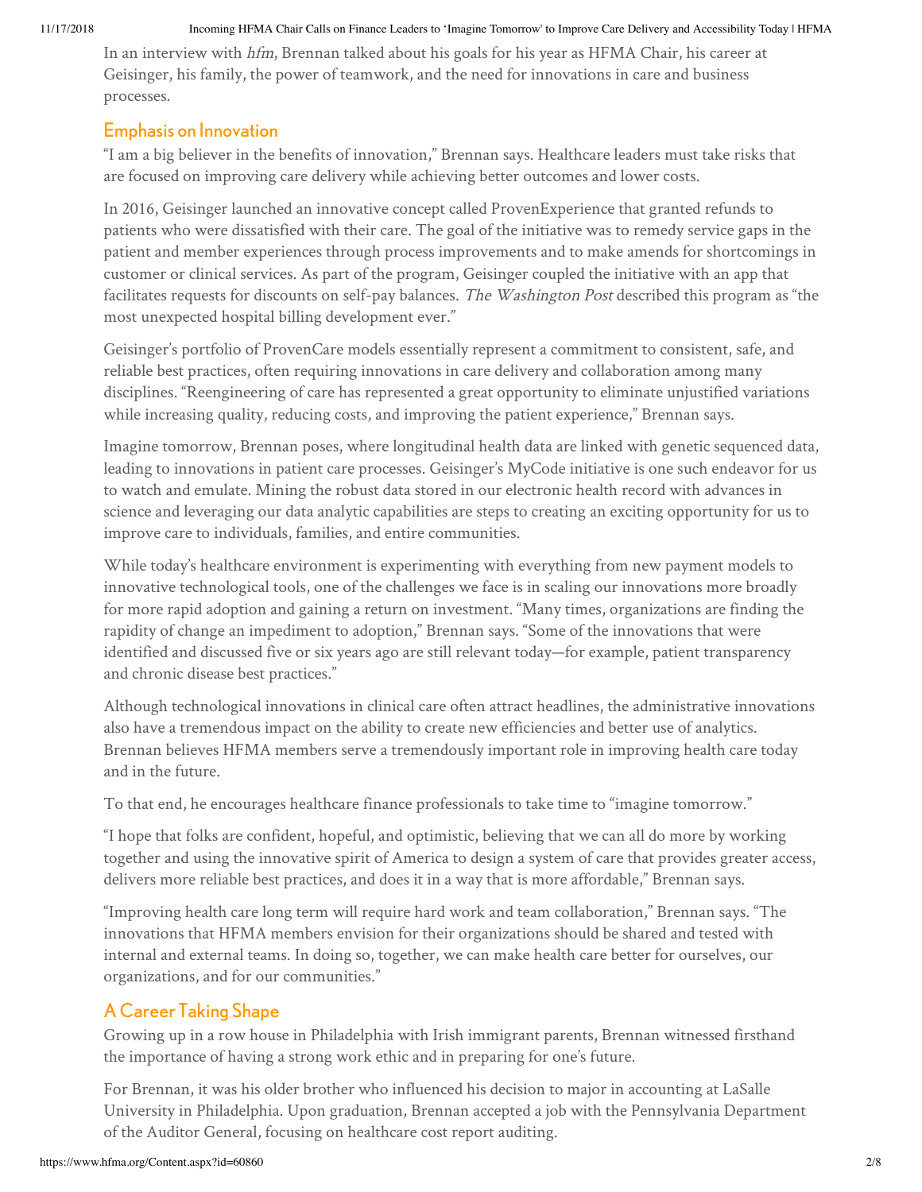In an interview with *hfm*, Brennan talked about his goals for his year as HFMA Chair, his career at Geisinger, his family, the power of teamwork, and the need for innovations in care and business processes.

## Emphasis on Innovation

"I am a big believer in the benefits of innovation," Brennan says. Healthcare leaders must take risks that are focused on improving care delivery while achieving better outcomes and lower costs.

In 2016, Geisinger launched an innovative concept called ProvenExperience that granted refunds to patients who were dissatisfied with their care. The goal of the initiative was to remedy service gaps in the patient and member experiences through process improvements and to make amends for shortcomings in customer or clinical services. As part of the program, Geisinger coupled the initiative with an app that facilitates requests for discounts on self-pay balances. *The Washington Post* described this program as "the most unexpected hospital billing development ever."

Geisinger's portfolio of ProvenCare models essentially represent a commitment to consistent, safe, and reliable best practices, often requiring innovations in care delivery and collaboration among many disciplines. "Reengineering of care has represented a great opportunity to eliminate unjustified variations while increasing quality, reducing costs, and improving the patient experience," Brennan says.

Imagine tomorrow, Brennan poses, where longitudinal health data are linked with genetic sequenced data, leading to innovations in patient care processes. Geisinger's MyCode initiative is one such endeavor for us to watch and emulate. Mining the robust data stored in our electronic health record with advances in science and leveraging our data analytic capabilities are steps to creating an exciting opportunity for us to improve care to individuals, families, and entire communities.

While today's healthcare environment is experimenting with everything from new payment models to innovative technological tools, one of the challenges we face is in scaling our innovations more broadly for more rapid adoption and gaining a return on investment. "Many times, organizations are finding the rapidity of change an impediment to adoption," Brennan says. "Some of the innovations that were identified and discussed five or six years ago are still relevant today—for example, patient transparency and chronic disease best practices."

Although technological innovations in clinical care often attract headlines, the administrative innovations also have a tremendous impact on the ability to create new efficiencies and better use of analytics. Brennan believes HFMA members serve a tremendously important role in improving health care today and in the future.

To that end, he encourages healthcare finance professionals to take time to "imagine tomorrow."

"I hope that folks are confident, hopeful, and optimistic, believing that we can all do more by working together and using the innovative spirit of America to design a system of care that provides greater access, delivers more reliable best practices, and does it in a way that is more affordable," Brennan says.

"Improving health care long term will require hard work and team collaboration," Brennan says. "The innovations that HFMA members envision for their organizations should be shared and tested with internal and external teams. In doing so, together, we can make health care better for ourselves, our organizations, and for our communities."

## A Career Taking Shape

Growing up in a row house in Philadelphia with Irish immigrant parents, Brennan witnessed firsthand the importance of having a strong work ethic and in preparing for one's future.

For Brennan, it was his older brother who influenced his decision to major in accounting at LaSalle University in Philadelphia. Upon graduation, Brennan accepted a job with the Pennsylvania Department of the Auditor General, focusing on healthcare cost report auditing.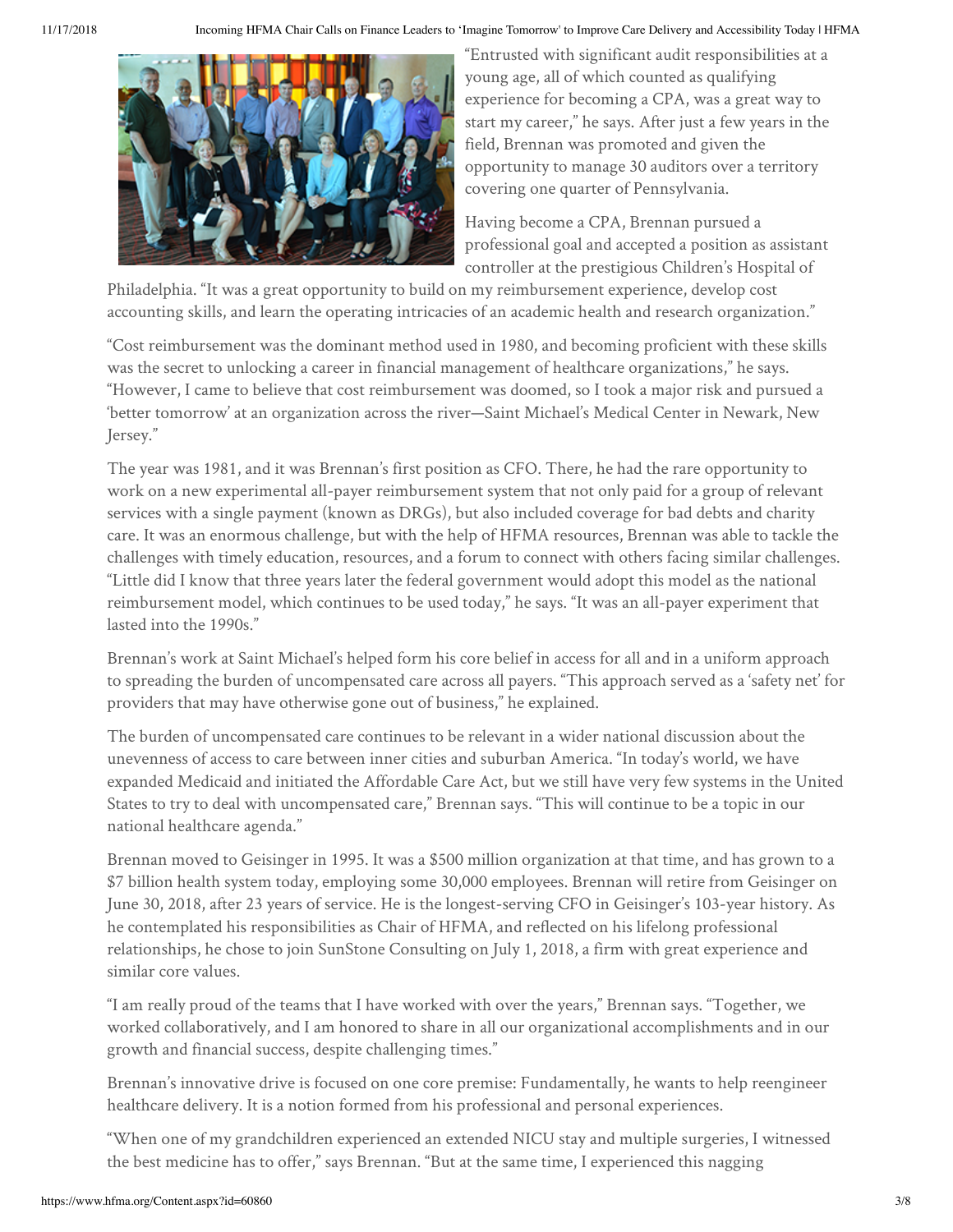"Entrusted with significant audit responsibilities at a young age, all of which counted as qualifying experience for becoming a CPA, was a great way to start my career," he says. After just a few years in the field, Brennan was promoted and given the opportunity to manage 30 auditors over a territory covering one quarter of Pennsylvania.

Having become a CPA, Brennan pursued a professional goal and accepted a position as assistant controller at the prestigious Children's Hospital of Philadelphia. "It was a great opportunity to build on my reimbursement experience, develop cost accounting skills, and learn the operating intricacies of an academic health and research organization."

"Cost reimbursement was the dominant method used in 1980, and becoming proficient with these skills was the secret to unlocking a career in financial management of healthcare organizations," he says. "However, I came to believe that cost reimbursement was doomed, so I took a major risk and pursued a 'better tomorrow' at an organization across the river—Saint Michael's Medical Center in Newark, New Jersey."

The year was 1981, and it was Brennan's first position as CFO. There, he had the rare opportunity to work on a new experimental all-payer reimbursement system that not only paid for a group of relevant services with a single payment (known as DRGs), but also included coverage for bad debts and charity care. It was an enormous challenge, but with the help of HFMA resources, Brennan was able to tackle the challenges with timely education, resources, and a forum to connect with others facing similar challenges. "Little did I know that three years later the federal government would adopt this model as the national reimbursement model, which continues to be used today," he says. "It was an all-payer experiment that lasted into the 1990s."

Brennan's work at Saint Michael's helped form his core belief in access for all and in a uniform approach to spreading the burden of uncompensated care across all payers. "This approach served as a 'safety net' for providers that may have otherwise gone out of business," he explained.

The burden of uncompensated care continues to be relevant in a wider national discussion about the unevenness of access to care between inner cities and suburban America. "In today's world, we have expanded Medicaid and initiated the Affordable Care Act, but we still have very few systems in the United States to try to deal with uncompensated care," Brennan says. "This will continue to be a topic in our national healthcare agenda."

Brennan moved to Geisinger in 1995. It was a $500 million organization at that time, and has grown to a $7 billion health system today, employing some 30,000 employees. Brennan will retire from Geisinger on June 30, 2018, after 23 years of service. He is the longest-serving CFO in Geisinger's 103-year history. As he contemplated his responsibilities as Chair of HFMA, and reflected on his lifelong professional relationships, he chose to join SunStone Consulting on July 1, 2018, a firm with great experience and similar core values.

"I am really proud of the teams that I have worked with over the years," Brennan says. "Together, we worked collaboratively, and I am honored to share in all our organizational accomplishments and in our growth and financial success, despite challenging times."

Brennan's innovative drive is focused on one core premise: Fundamentally, he wants to help reengineer healthcare delivery. It is a notion formed from his professional and personal experiences.

"When one of my grandchildren experienced an extended NICU stay and multiple surgeries, I witnessed the best medicine has to offer," says Brennan. "But at the same time, I experienced this nagging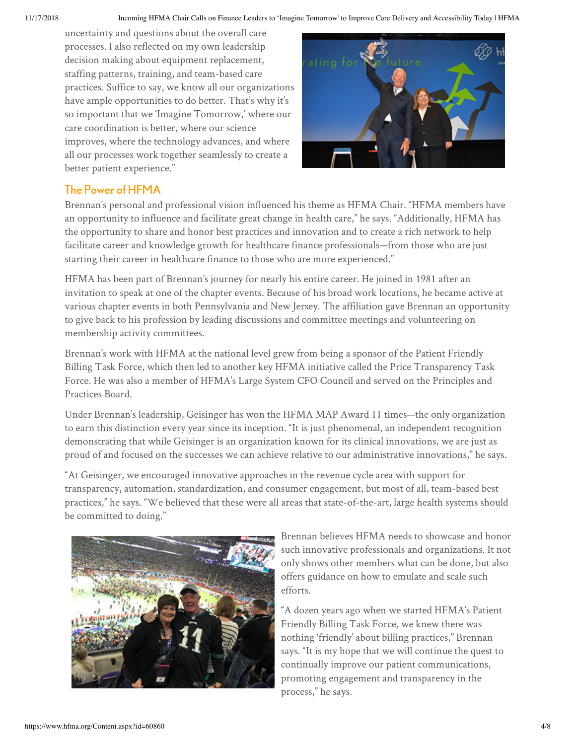uncertainty and questions about the overall care processes. I also reflected on my own leadership decision making about equipment replacement, staffing patterns, training, and team-based care practices. Suffice to say, we know all our organizations have ample opportunities to do better. That's why it's so important that we 'Imagine Tomorrow,' where our care coordination is better, where our science improves, where the technology advances, and where all our processes work together seamlessly to create a better patient experience."

## The Power of HFMA

Brennan's personal and professional vision influenced his theme as HFMA Chair. "HFMA members have an opportunity to influence and facilitate great change in health care," he says. "Additionally, HFMA has the opportunity to share and honor best practices and innovation and to create a rich network to help facilitate career and knowledge growth for healthcare finance professionals—from those who are just starting their career in healthcare finance to those who are more experienced."

HFMA has been part of Brennan's journey for nearly his entire career. He joined in 1981 after an invitation to speak at one of the chapter events. Because of his broad work locations, he became active at various chapter events in both Pennsylvania and New Jersey. The affiliation gave Brennan an opportunity to give back to his profession by leading discussions and committee meetings and volunteering on membership activity committees.

Brennan's work with HFMA at the national level grew from being a sponsor of the Patient Friendly Billing Task Force, which then led to another key HFMA initiative called the Price Transparency Task Force. He was also a member of HFMA's Large System CFO Council and served on the Principles and Practices Board.

Under Brennan's leadership, Geisinger has won the HFMA MAP Award 11 times—the only organization to earn this distinction every year since its inception. "It is just phenomenal, an independent recognition demonstrating that while Geisinger is an organization known for its clinical innovations, we are just as proud of and focused on the successes we can achieve relative to our administrative innovations," he says.

"At Geisinger, we encouraged innovative approaches in the revenue cycle area with support for transparency, automation, standardization, and consumer engagement, but most of all, team-based best practices," he says. "We believed that these were all areas that state-of-the-art, large health systems should be committed to doing."

Brennan believes HFMA needs to showcase and honor such innovative professionals and organizations. It not only shows other members what can be done, but also offers guidance on how to emulate and scale such efforts.

"A dozen years ago when we started HFMA's Patient Friendly Billing Task Force, we knew there was nothing 'friendly' about billing practices," Brennan says. "It is my hope that we will continue the quest to continually improve our patient communications, promoting engagement and transparency in the process," he says.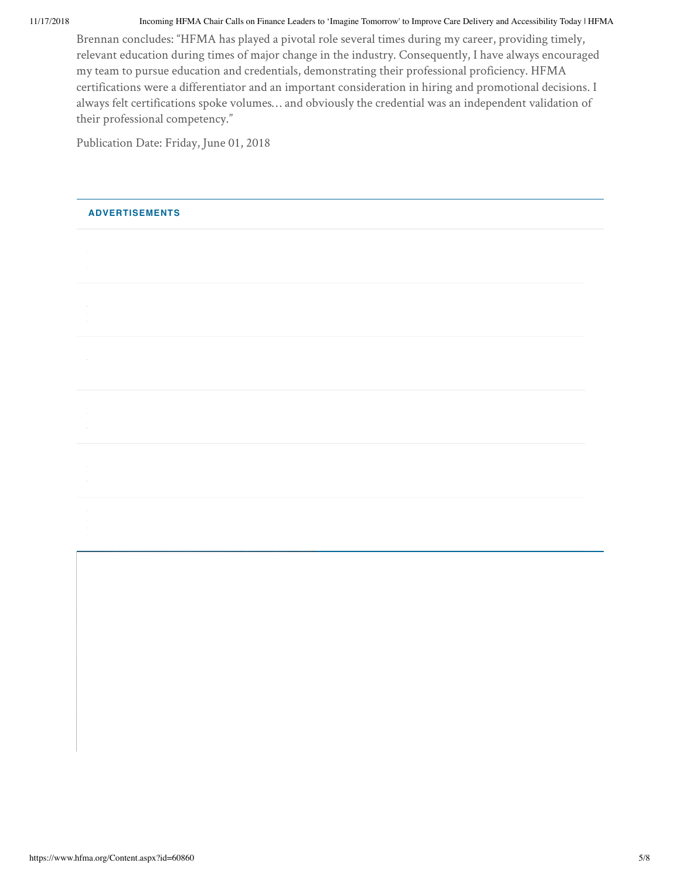Brennan concludes: “HFMA has played a pivotal role several times during my career, providing timely, relevant education during times of major change in the industry. Consequently, I have always encouraged my team to pursue education and credentials, demonstrating their professional proficiency. HFMA certifications were a differentiator and an important consideration in hiring and promotional decisions. I always felt certifications spoke volumes… and obviously the credential was an independent validation of their professional competency.”

Publication Date: Friday, June 01, 2018

**ADVERTISEMENTS**